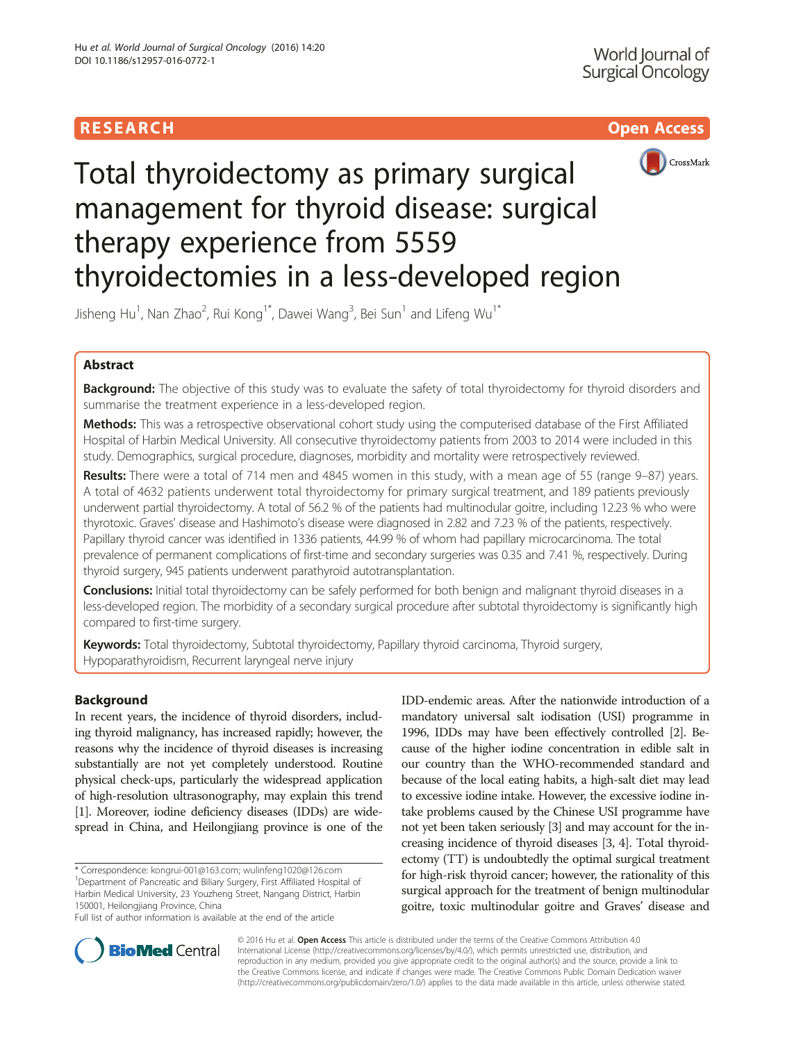RESEARCH Open Access

# Total thyroidectomy as primary surgical management for thyroid disease: surgical therapy experience from 5559 thyroidectomies in a less-developed region

Jisheng Hu[1], Nan Zhao[2], Rui Kong[1*], Dawei Wang[3], Bei Sun[1] and Lifeng Wu[1*]

## Abstract

**Background:** The objective of this study was to evaluate the safety of total thyroidectomy for thyroid disorders and summarise the treatment experience in a less-developed region.

**Methods:** This was a retrospective observational cohort study using the computerised database of the First Affiliated Hospital of Harbin Medical University. All consecutive thyroidectomy patients from 2003 to 2014 were included in this study. Demographics, surgical procedure, diagnoses, morbidity and mortality were retrospectively reviewed.

**Results:** There were a total of 714 men and 4845 women in this study, with a mean age of 55 (range 9–87) years. A total of 4632 patients underwent total thyroidectomy for primary surgical treatment, and 189 patients previously underwent partial thyroidectomy. A total of 56.2 % of the patients had multinodular goitre, including 12.23 % who were thyrotoxic. Graves' disease and Hashimoto's disease were diagnosed in 2.82 and 7.23 % of the patients, respectively. Papillary thyroid cancer was identified in 1336 patients, 44.99 % of whom had papillary microcarcinoma. The total prevalence of permanent complications of first-time and secondary surgeries was 0.35 and 7.41 %, respectively. During thyroid surgery, 945 patients underwent parathyroid autotransplantation.

**Conclusions:** Initial total thyroidectomy can be safely performed for both benign and malignant thyroid diseases in a less-developed region. The morbidity of a secondary surgical procedure after subtotal thyroidectomy is significantly high compared to first-time surgery.

**Keywords:** Total thyroidectomy, Subtotal thyroidectomy, Papillary thyroid carcinoma, Thyroid surgery, Hypoparathyroidism, Recurrent laryngeal nerve injury

## Background

In recent years, the incidence of thyroid disorders, including thyroid malignancy, has increased rapidly; however, the reasons why the incidence of thyroid diseases is increasing substantially are not yet completely understood. Routine physical check-ups, particularly the widespread application of high-resolution ultrasonography, may explain this trend [1]. Moreover, iodine deficiency diseases (IDDs) are widespread in China, and Heilongjiang province is one of the IDD-endemic areas. After the nationwide introduction of a mandatory universal salt iodisation (USI) programme in 1996, IDDs may have been effectively controlled [2]. Because of the higher iodine concentration in edible salt in our country than the WHO-recommended standard and because of the local eating habits, a high-salt diet may lead to excessive iodine intake. However, the excessive iodine intake problems caused by the Chinese USI programme have not yet been taken seriously [3] and may account for the increasing incidence of thyroid diseases [3, 4]. Total thyroidectomy (TT) is undoubtedly the optimal surgical treatment for high-risk thyroid cancer; however, the rationality of this surgical approach for the treatment of benign multinodular goitre, toxic multinodular goitre and Graves' disease and

\* Correspondence: kongrui-001@163.com; wulinfeng1020@126.com
[1]Department of Pancreatic and Biliary Surgery, First Affiliated Hospital of Harbin Medical University, 23 Youzheng Street, Nangang District, Harbin 150001, Heilongjiang Province, China
Full list of author information is available at the end of the article

© 2016 Hu et al. **Open Access** This article is distributed under the terms of the Creative Commons Attribution 4.0 International License (http://creativecommons.org/licenses/by/4.0/), which permits unrestricted use, distribution, and reproduction in any medium, provided you give appropriate credit to the original author(s) and the source, provide a link to the Creative Commons license, and indicate if changes were made. The Creative Commons Public Domain Dedication waiver (http://creativecommons.org/publicdomain/zero/1.0/) applies to the data made available in this article, unless otherwise stated.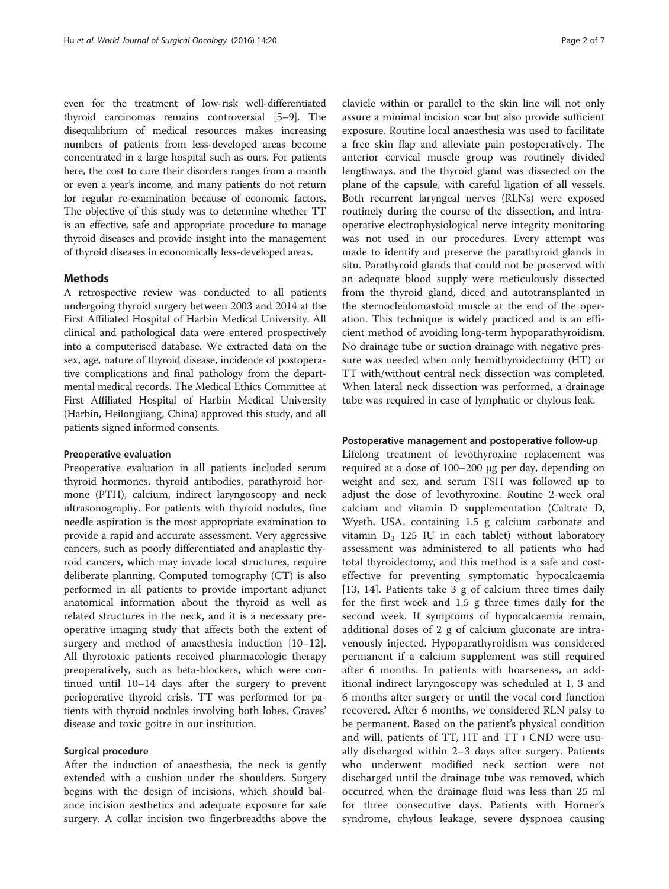even for the treatment of low-risk well-differentiated thyroid carcinomas remains controversial [5–9]. The disequilibrium of medical resources makes increasing numbers of patients from less-developed areas become concentrated in a large hospital such as ours. For patients here, the cost to cure their disorders ranges from a month or even a year's income, and many patients do not return for regular re-examination because of economic factors. The objective of this study was to determine whether TT is an effective, safe and appropriate procedure to manage thyroid diseases and provide insight into the management of thyroid diseases in economically less-developed areas.

## Methods

A retrospective review was conducted to all patients undergoing thyroid surgery between 2003 and 2014 at the First Affiliated Hospital of Harbin Medical University. All clinical and pathological data were entered prospectively into a computerised database. We extracted data on the sex, age, nature of thyroid disease, incidence of postoperative complications and final pathology from the departmental medical records. The Medical Ethics Committee at First Affiliated Hospital of Harbin Medical University (Harbin, Heilongjiang, China) approved this study, and all patients signed informed consents.

### Preoperative evaluation

Preoperative evaluation in all patients included serum thyroid hormones, thyroid antibodies, parathyroid hormone (PTH), calcium, indirect laryngoscopy and neck ultrasonography. For patients with thyroid nodules, fine needle aspiration is the most appropriate examination to provide a rapid and accurate assessment. Very aggressive cancers, such as poorly differentiated and anaplastic thyroid cancers, which may invade local structures, require deliberate planning. Computed tomography (CT) is also performed in all patients to provide important adjunct anatomical information about the thyroid as well as related structures in the neck, and it is a necessary preoperative imaging study that affects both the extent of surgery and method of anaesthesia induction [10–12]. All thyrotoxic patients received pharmacologic therapy preoperatively, such as beta-blockers, which were continued until 10–14 days after the surgery to prevent perioperative thyroid crisis. TT was performed for patients with thyroid nodules involving both lobes, Graves' disease and toxic goitre in our institution.

### Surgical procedure

After the induction of anaesthesia, the neck is gently extended with a cushion under the shoulders. Surgery begins with the design of incisions, which should balance incision aesthetics and adequate exposure for safe surgery. A collar incision two fingerbreadths above the clavicle within or parallel to the skin line will not only assure a minimal incision scar but also provide sufficient exposure. Routine local anaesthesia was used to facilitate a free skin flap and alleviate pain postoperatively. The anterior cervical muscle group was routinely divided lengthways, and the thyroid gland was dissected on the plane of the capsule, with careful ligation of all vessels. Both recurrent laryngeal nerves (RLNs) were exposed routinely during the course of the dissection, and intraoperative electrophysiological nerve integrity monitoring was not used in our procedures. Every attempt was made to identify and preserve the parathyroid glands in situ. Parathyroid glands that could not be preserved with an adequate blood supply were meticulously dissected from the thyroid gland, diced and autotransplanted in the sternocleidomastoid muscle at the end of the operation. This technique is widely practiced and is an efficient method of avoiding long-term hypoparathyroidism. No drainage tube or suction drainage with negative pressure was needed when only hemithyroidectomy (HT) or TT with/without central neck dissection was completed. When lateral neck dissection was performed, a drainage tube was required in case of lymphatic or chylous leak.

### Postoperative management and postoperative follow-up

Lifelong treatment of levothyroxine replacement was required at a dose of 100–200 μg per day, depending on weight and sex, and serum TSH was followed up to adjust the dose of levothyroxine. Routine 2-week oral calcium and vitamin D supplementation (Caltrate D, Wyeth, USA, containing 1.5 g calcium carbonate and vitamin $D_3$ 125 IU in each tablet) without laboratory assessment was administered to all patients who had total thyroidectomy, and this method is a safe and cost-effective for preventing symptomatic hypocalcaemia [13, 14]. Patients take 3 g of calcium three times daily for the first week and 1.5 g three times daily for the second week. If symptoms of hypocalcaemia remain, additional doses of 2 g of calcium gluconate are intravenously injected. Hypoparathyroidism was considered permanent if a calcium supplement was still required after 6 months. In patients with hoarseness, an additional indirect laryngoscopy was scheduled at 1, 3 and 6 months after surgery or until the vocal cord function recovered. After 6 months, we considered RLN palsy to be permanent. Based on the patient's physical condition and will, patients of TT, HT and TT + CND were usually discharged within 2–3 days after surgery. Patients who underwent modified neck section were not discharged until the drainage tube was removed, which occurred when the drainage fluid was less than 25 ml for three consecutive days. Patients with Horner's syndrome, chylous leakage, severe dyspnoea causing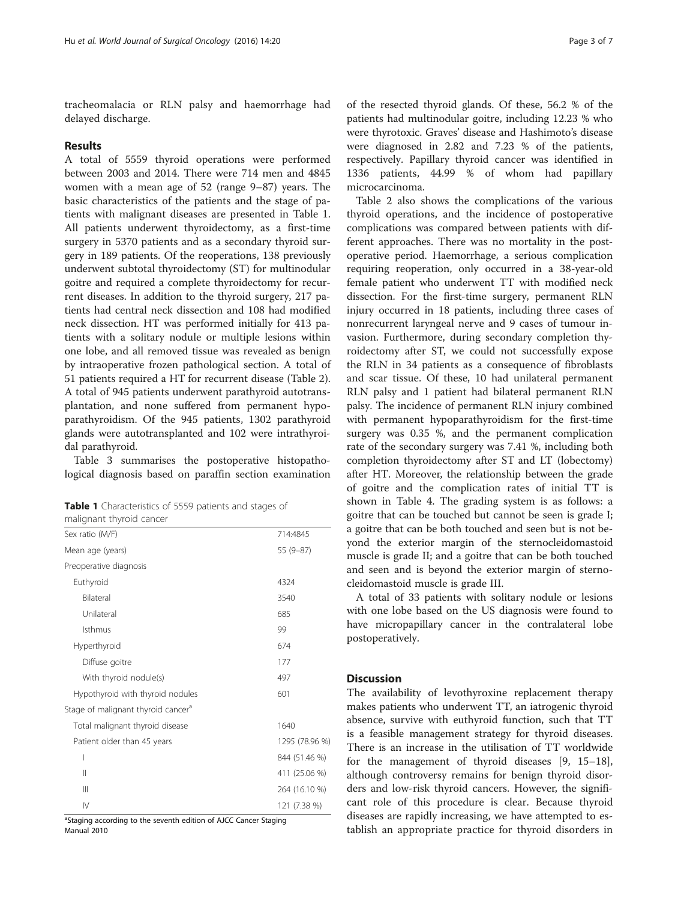tracheomalacia or RLN palsy and haemorrhage had delayed discharge.

## Results

A total of 5559 thyroid operations were performed between 2003 and 2014. There were 714 men and 4845 women with a mean age of 52 (range 9–87) years. The basic characteristics of the patients and the stage of patients with malignant diseases are presented in Table 1. All patients underwent thyroidectomy, as a first-time surgery in 5370 patients and as a secondary thyroid surgery in 189 patients. Of the reoperations, 138 previously underwent subtotal thyroidectomy (ST) for multinodular goitre and required a complete thyroidectomy for recurrent diseases. In addition to the thyroid surgery, 217 patients had central neck dissection and 108 had modified neck dissection. HT was performed initially for 413 patients with a solitary nodule or multiple lesions within one lobe, and all removed tissue was revealed as benign by intraoperative frozen pathological section. A total of 51 patients required a HT for recurrent disease (Table 2). A total of 945 patients underwent parathyroid autotransplantation, and none suffered from permanent hypoparathyroidism. Of the 945 patients, 1302 parathyroid glands were autotransplanted and 102 were intrathyroidal parathyroid.

Table 3 summarises the postoperative histopathological diagnosis based on paraffin section examination of the resected thyroid glands. Of these, 56.2 % of the patients had multinodular goitre, including 12.23 % who were thyrotoxic. Graves' disease and Hashimoto's disease were diagnosed in 2.82 and 7.23 % of the patients, respectively. Papillary thyroid cancer was identified in 1336 patients, 44.99 % of whom had papillary microcarcinoma.

Table 2 also shows the complications of the various thyroid operations, and the incidence of postoperative complications was compared between patients with different approaches. There was no mortality in the postoperative period. Haemorrhage, a serious complication requiring reoperation, only occurred in a 38-year-old female patient who underwent TT with modified neck dissection. For the first-time surgery, permanent RLN injury occurred in 18 patients, including three cases of nonrecurrent laryngeal nerve and 9 cases of tumour invasion. Furthermore, during secondary completion thyroidectomy after ST, we could not successfully expose the RLN in 34 patients as a consequence of fibroblasts and scar tissue. Of these, 10 had unilateral permanent RLN palsy and 1 patient had bilateral permanent RLN palsy. The incidence of permanent RLN injury combined with permanent hypoparathyroidism for the first-time surgery was 0.35 %, and the permanent complication rate of the secondary surgery was 7.41 %, including both completion thyroidectomy after ST and LT (lobectomy) after HT. Moreover, the relationship between the grade of goitre and the complication rates of initial TT is shown in Table 4. The grading system is as follows: a goitre that can be touched but cannot be seen is grade I; a goitre that can be both touched and seen but is not beyond the exterior margin of the sternocleidomastoid muscle is grade II; and a goitre that can be both touched and seen and is beyond the exterior margin of sternocleidomastoid muscle is grade III.

A total of 33 patients with solitary nodule or lesions with one lobe based on the US diagnosis were found to have micropapillary cancer in the contralateral lobe postoperatively.

**Table 1** Characteristics of 5559 patients and stages of malignant thyroid cancer

| | |
|---|---|
| Sex ratio (M/F) | 714:4845 |
| Mean age (years) | 55 (9–87) |
| Preoperative diagnosis | |
| Euthyroid | 4324 |
| Bilateral | 3540 |
| Unilateral | 685 |
| Isthmus | 99 |
| Hyperthyroid | 674 |
| Diffuse goitre | 177 |
| With thyroid nodule(s) | 497 |
| Hypothyroid with thyroid nodules | 601 |
| Stage of malignant thyroid cancer[a] | |
| Total malignant thyroid disease | 1640 |
| Patient older than 45 years | 1295 (78.96 %) |
| I | 844 (51.46 %) |
| II | 411 (25.06 %) |
| III | 264 (16.10 %) |
| IV | 121 (7.38 %) |

[a]Staging according to the seventh edition of AJCC Cancer Staging Manual 2010

## Discussion

The availability of levothyroxine replacement therapy makes patients who underwent TT, an iatrogenic thyroid absence, survive with euthyroid function, such that TT is a feasible management strategy for thyroid diseases. There is an increase in the utilisation of TT worldwide for the management of thyroid diseases [9, 15–18], although controversy remains for benign thyroid disorders and low-risk thyroid cancers. However, the significant role of this procedure is clear. Because thyroid diseases are rapidly increasing, we have attempted to establish an appropriate practice for thyroid disorders in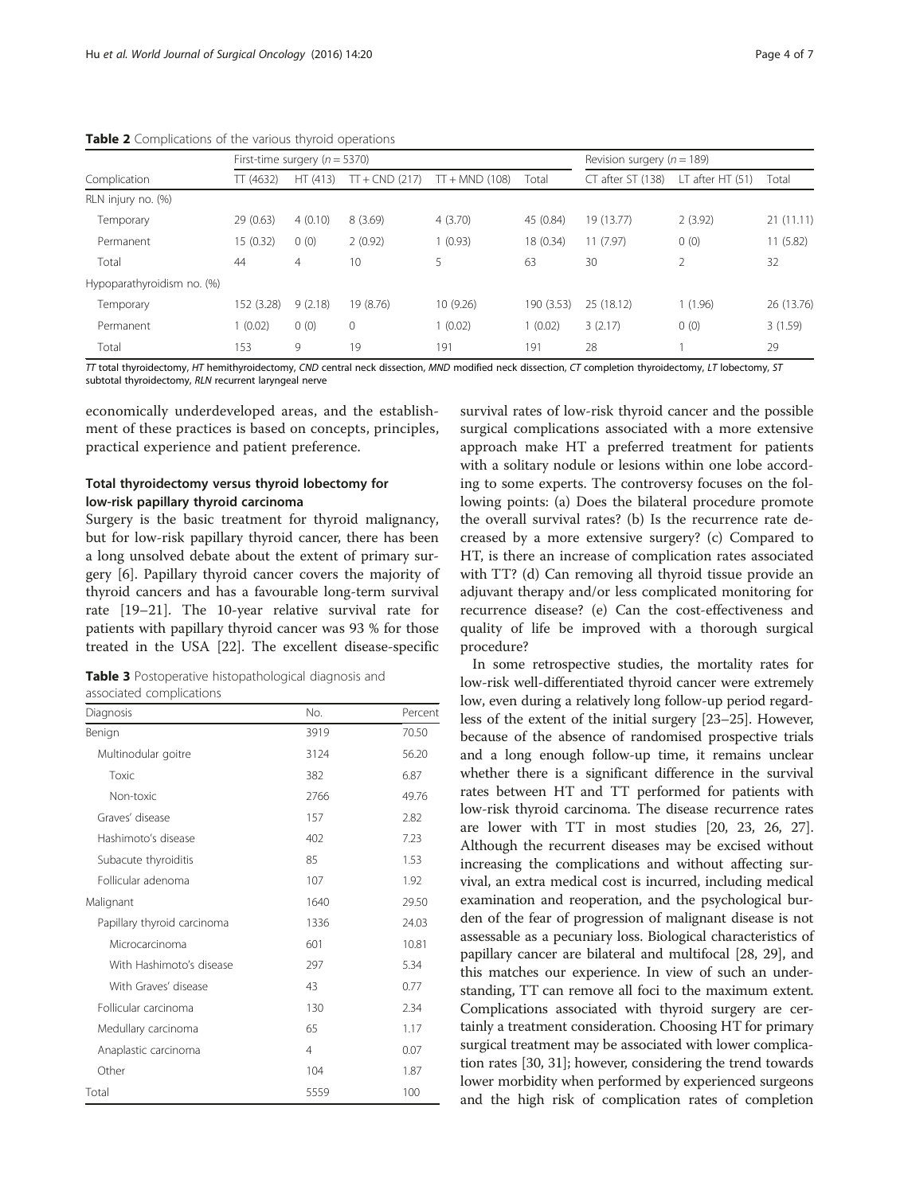**Table 2** Complications of the various thyroid operations

| Complication | First-time surgery (*n* = 5370) | | | | | Revision surgery (*n* = 189) | | |
|---|---|---|---|---|---|---|---|---|
| | TT (4632) | HT (413) | TT + CND (217) | TT + MND (108) | Total | CT after ST (138) | LT after HT (51) | Total |
| RLN injury no. (%) | | | | | | | | |
| Temporary | 29 (0.63) | 4 (0.10) | 8 (3.69) | 4 (3.70) | 45 (0.84) | 19 (13.77) | 2 (3.92) | 21 (11.11) |
| Permanent | 15 (0.32) | 0 (0) | 2 (0.92) | 1 (0.93) | 18 (0.34) | 11 (7.97) | 0 (0) | 11 (5.82) |
| Total | 44 | 4 | 10 | 5 | 63 | 30 | 2 | 32 |
| Hypoparathyroidism no. (%) | | | | | | | | |
| Temporary | 152 (3.28) | 9 (2.18) | 19 (8.76) | 10 (9.26) | 190 (3.53) | 25 (18.12) | 1 (1.96) | 26 (13.76) |
| Permanent | 1 (0.02) | 0 (0) | 0 | 1 (0.02) | 1 (0.02) | 3 (2.17) | 0 (0) | 3 (1.59) |
| Total | 153 | 9 | 19 | 191 | 191 | 28 | 1 | 29 |

*TT* total thyroidectomy, *HT* hemithyroidectomy, *CND* central neck dissection, *MND* modified neck dissection, *CT* completion thyroidectomy, *LT* lobectomy, *ST* subtotal thyroidectomy, *RLN* recurrent laryngeal nerve

economically underdeveloped areas, and the establishment of these practices is based on concepts, principles, practical experience and patient preference.

### Total thyroidectomy versus thyroid lobectomy for low-risk papillary thyroid carcinoma

Surgery is the basic treatment for thyroid malignancy, but for low-risk papillary thyroid cancer, there has been a long unsolved debate about the extent of primary surgery [6]. Papillary thyroid cancer covers the majority of thyroid cancers and has a favourable long-term survival rate [19–21]. The 10-year relative survival rate for patients with papillary thyroid cancer was 93 % for those treated in the USA [22]. The excellent disease-specific survival rates of low-risk thyroid cancer and the possible surgical complications associated with a more extensive approach make HT a preferred treatment for patients with a solitary nodule or lesions within one lobe according to some experts. The controversy focuses on the following points: (a) Does the bilateral procedure promote the overall survival rates? (b) Is the recurrence rate decreased by a more extensive surgery? (c) Compared to HT, is there an increase of complication rates associated with TT? (d) Can removing all thyroid tissue provide an adjuvant therapy and/or less complicated monitoring for recurrence disease? (e) Can the cost-effectiveness and quality of life be improved with a thorough surgical procedure?

**Table 3** Postoperative histopathological diagnosis and associated complications

| Diagnosis | No. | Percent |
|---|---|---|
| Benign | 3919 | 70.50 |
| Multinodular goitre | 3124 | 56.20 |
| Toxic | 382 | 6.87 |
| Non-toxic | 2766 | 49.76 |
| Graves' disease | 157 | 2.82 |
| Hashimoto's disease | 402 | 7.23 |
| Subacute thyroiditis | 85 | 1.53 |
| Follicular adenoma | 107 | 1.92 |
| Malignant | 1640 | 29.50 |
| Papillary thyroid carcinoma | 1336 | 24.03 |
| Microcarcinoma | 601 | 10.81 |
| With Hashimoto's disease | 297 | 5.34 |
| With Graves' disease | 43 | 0.77 |
| Follicular carcinoma | 130 | 2.34 |
| Medullary carcinoma | 65 | 1.17 |
| Anaplastic carcinoma | 4 | 0.07 |
| Other | 104 | 1.87 |
| Total | 5559 | 100 |

In some retrospective studies, the mortality rates for low-risk well-differentiated thyroid cancer were extremely low, even during a relatively long follow-up period regardless of the extent of the initial surgery [23–25]. However, because of the absence of randomised prospective trials and a long enough follow-up time, it remains unclear whether there is a significant difference in the survival rates between HT and TT performed for patients with low-risk thyroid carcinoma. The disease recurrence rates are lower with TT in most studies [20, 23, 26, 27]. Although the recurrent diseases may be excised without increasing the complications and without affecting survival, an extra medical cost is incurred, including medical examination and reoperation, and the psychological burden of the fear of progression of malignant disease is not assessable as a pecuniary loss. Biological characteristics of papillary cancer are bilateral and multifocal [28, 29], and this matches our experience. In view of such an understanding, TT can remove all foci to the maximum extent. Complications associated with thyroid surgery are certainly a treatment consideration. Choosing HT for primary surgical treatment may be associated with lower complication rates [30, 31]; however, considering the trend towards lower morbidity when performed by experienced surgeons and the high risk of complication rates of completion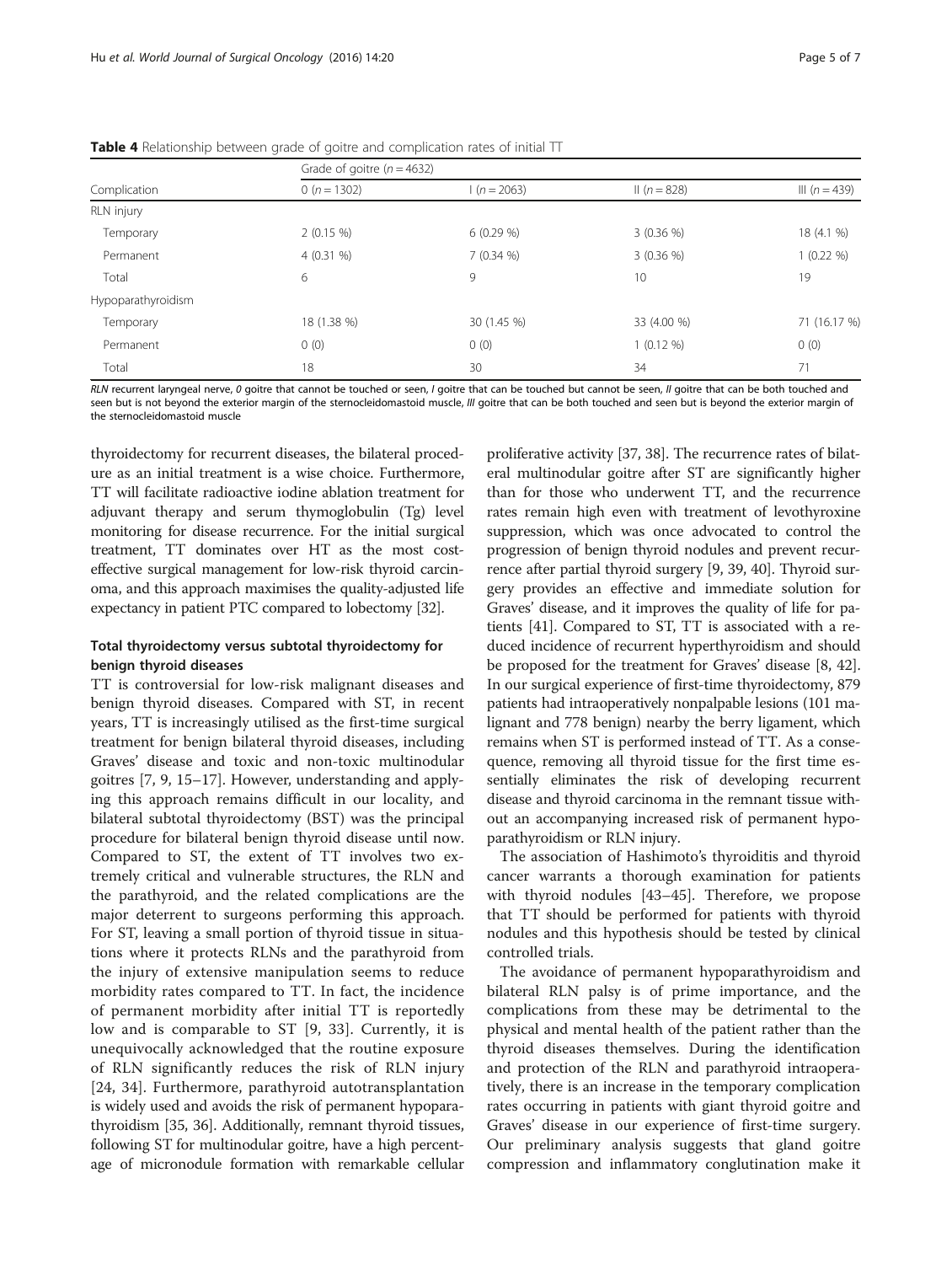**Table 4** Relationship between grade of goitre and complication rates of initial TT

| Complication | Grade of goitre ($n = 4632$) | | | |
|---|---|---|---|---|
| | 0 ($n = 1302$) | I ($n = 2063$) | II ($n = 828$) | III ($n = 439$) |
| RLN injury | | | | |
| Temporary | 2 (0.15 %) | 6 (0.29 %) | 3 (0.36 %) | 18 (4.1 %) |
| Permanent | 4 (0.31 %) | 7 (0.34 %) | 3 (0.36 %) | 1 (0.22 %) |
| Total | 6 | 9 | 10 | 19 |
| Hypoparathyroidism | | | | |
| Temporary | 18 (1.38 %) | 30 (1.45 %) | 33 (4.00 %) | 71 (16.17 %) |
| Permanent | 0 (0) | 0 (0) | 1 (0.12 %) | 0 (0) |
| Total | 18 | 30 | 34 | 71 |

*RLN* recurrent laryngeal nerve, *0* goitre that cannot be touched or seen, *I* goitre that can be touched but cannot be seen, *II* goitre that can be both touched and seen but is not beyond the exterior margin of the sternocleidomastoid muscle, *III* goitre that can be both touched and seen but is beyond the exterior margin of the sternocleidomastoid muscle

thyroidectomy for recurrent diseases, the bilateral procedure as an initial treatment is a wise choice. Furthermore, TT will facilitate radioactive iodine ablation treatment for adjuvant therapy and serum thymoglobulin (Tg) level monitoring for disease recurrence. For the initial surgical treatment, TT dominates over HT as the most cost-effective surgical management for low-risk thyroid carcinoma, and this approach maximises the quality-adjusted life expectancy in patient PTC compared to lobectomy [32].

### Total thyroidectomy versus subtotal thyroidectomy for benign thyroid diseases

TT is controversial for low-risk malignant diseases and benign thyroid diseases. Compared with ST, in recent years, TT is increasingly utilised as the first-time surgical treatment for benign bilateral thyroid diseases, including Graves' disease and toxic and non-toxic multinodular goitres [7, 9, 15–17]. However, understanding and applying this approach remains difficult in our locality, and bilateral subtotal thyroidectomy (BST) was the principal procedure for bilateral benign thyroid disease until now. Compared to ST, the extent of TT involves two extremely critical and vulnerable structures, the RLN and the parathyroid, and the related complications are the major deterrent to surgeons performing this approach. For ST, leaving a small portion of thyroid tissue in situations where it protects RLNs and the parathyroid from the injury of extensive manipulation seems to reduce morbidity rates compared to TT. In fact, the incidence of permanent morbidity after initial TT is reportedly low and is comparable to ST [9, 33]. Currently, it is unequivocally acknowledged that the routine exposure of RLN significantly reduces the risk of RLN injury [24, 34]. Furthermore, parathyroid autotransplantation is widely used and avoids the risk of permanent hypoparathyroidism [35, 36]. Additionally, remnant thyroid tissues, following ST for multinodular goitre, have a high percentage of micronodule formation with remarkable cellular proliferative activity [37, 38]. The recurrence rates of bilateral multinodular goitre after ST are significantly higher than for those who underwent TT, and the recurrence rates remain high even with treatment of levothyroxine suppression, which was once advocated to control the progression of benign thyroid nodules and prevent recurrence after partial thyroid surgery [9, 39, 40]. Thyroid surgery provides an effective and immediate solution for Graves' disease, and it improves the quality of life for patients [41]. Compared to ST, TT is associated with a reduced incidence of recurrent hyperthyroidism and should be proposed for the treatment for Graves' disease [8, 42]. In our surgical experience of first-time thyroidectomy, 879 patients had intraoperatively nonpalpable lesions (101 malignant and 778 benign) nearby the berry ligament, which remains when ST is performed instead of TT. As a consequence, removing all thyroid tissue for the first time essentially eliminates the risk of developing recurrent disease and thyroid carcinoma in the remnant tissue without an accompanying increased risk of permanent hypoparathyroidism or RLN injury.

The association of Hashimoto's thyroiditis and thyroid cancer warrants a thorough examination for patients with thyroid nodules [43–45]. Therefore, we propose that TT should be performed for patients with thyroid nodules and this hypothesis should be tested by clinical controlled trials.

The avoidance of permanent hypoparathyroidism and bilateral RLN palsy is of prime importance, and the complications from these may be detrimental to the physical and mental health of the patient rather than the thyroid diseases themselves. During the identification and protection of the RLN and parathyroid intraoperatively, there is an increase in the temporary complication rates occurring in patients with giant thyroid goitre and Graves' disease in our experience of first-time surgery. Our preliminary analysis suggests that gland goitre compression and inflammatory conglutination make it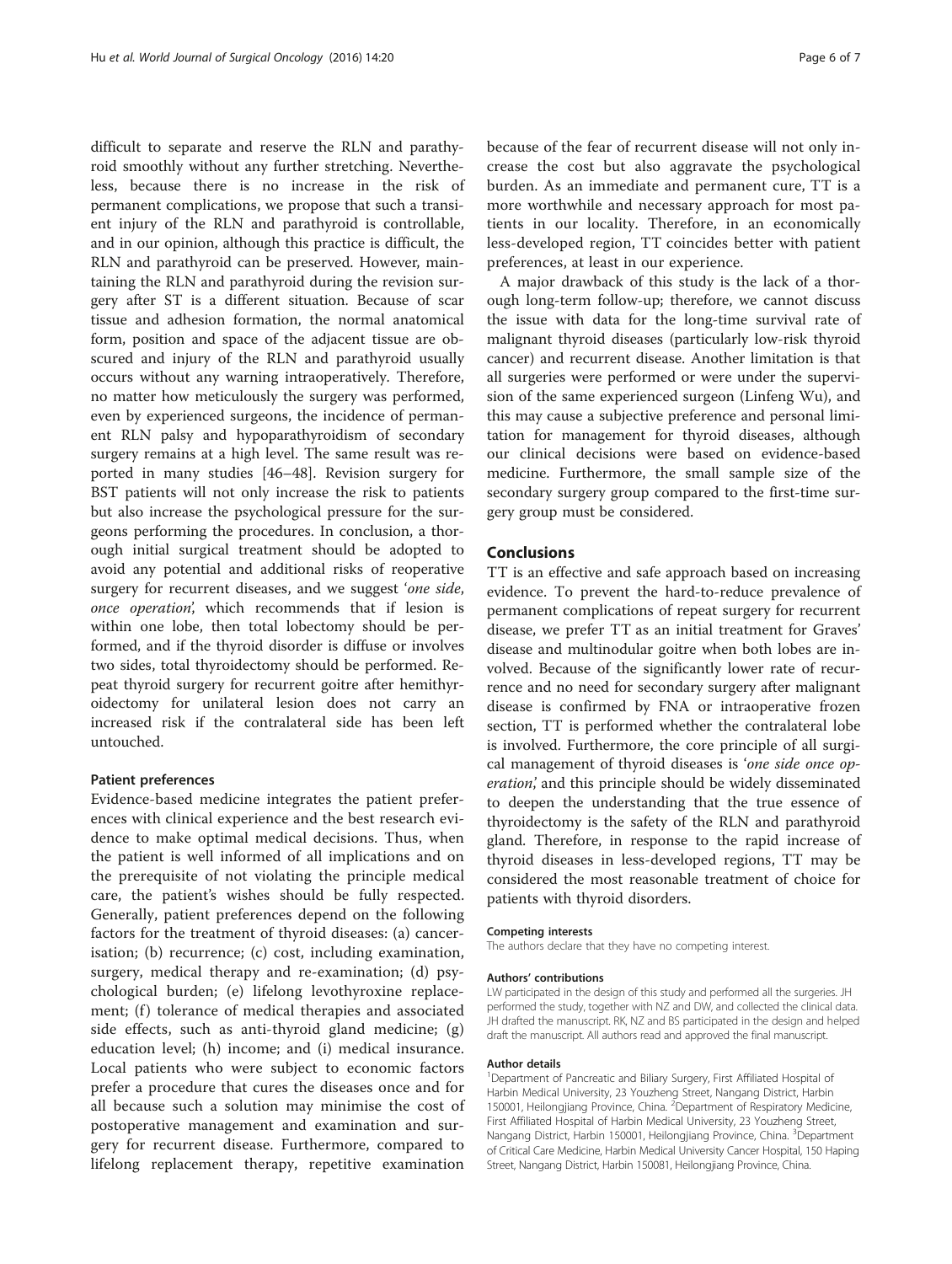difficult to separate and reserve the RLN and parathyroid smoothly without any further stretching. Nevertheless, because there is no increase in the risk of permanent complications, we propose that such a transient injury of the RLN and parathyroid is controllable, and in our opinion, although this practice is difficult, the RLN and parathyroid can be preserved. However, maintaining the RLN and parathyroid during the revision surgery after ST is a different situation. Because of scar tissue and adhesion formation, the normal anatomical form, position and space of the adjacent tissue are obscured and injury of the RLN and parathyroid usually occurs without any warning intraoperatively. Therefore, no matter how meticulously the surgery was performed, even by experienced surgeons, the incidence of permanent RLN palsy and hypoparathyroidism of secondary surgery remains at a high level. The same result was reported in many studies [46–48]. Revision surgery for BST patients will not only increase the risk to patients but also increase the psychological pressure for the surgeons performing the procedures. In conclusion, a thorough initial surgical treatment should be adopted to avoid any potential and additional risks of reoperative surgery for recurrent diseases, and we suggest '*one side, once operation*', which recommends that if lesion is within one lobe, then total lobectomy should be performed, and if the thyroid disorder is diffuse or involves two sides, total thyroidectomy should be performed. Repeat thyroid surgery for recurrent goitre after hemithyroidectomy for unilateral lesion does not carry an increased risk if the contralateral side has been left untouched.

### Patient preferences

Evidence-based medicine integrates the patient preferences with clinical experience and the best research evidence to make optimal medical decisions. Thus, when the patient is well informed of all implications and on the prerequisite of not violating the principle medical care, the patient's wishes should be fully respected. Generally, patient preferences depend on the following factors for the treatment of thyroid diseases: (a) cancerisation; (b) recurrence; (c) cost, including examination, surgery, medical therapy and re-examination; (d) psychological burden; (e) lifelong levothyroxine replacement; (f) tolerance of medical therapies and associated side effects, such as anti-thyroid gland medicine; (g) education level; (h) income; and (i) medical insurance. Local patients who were subject to economic factors prefer a procedure that cures the diseases once and for all because such a solution may minimise the cost of postoperative management and examination and surgery for recurrent disease. Furthermore, compared to lifelong replacement therapy, repetitive examination because of the fear of recurrent disease will not only increase the cost but also aggravate the psychological burden. As an immediate and permanent cure, TT is a more worthwhile and necessary approach for most patients in our locality. Therefore, in an economically less-developed region, TT coincides better with patient preferences, at least in our experience.

A major drawback of this study is the lack of a thorough long-term follow-up; therefore, we cannot discuss the issue with data for the long-time survival rate of malignant thyroid diseases (particularly low-risk thyroid cancer) and recurrent disease. Another limitation is that all surgeries were performed or were under the supervision of the same experienced surgeon (Linfeng Wu), and this may cause a subjective preference and personal limitation for management for thyroid diseases, although our clinical decisions were based on evidence-based medicine. Furthermore, the small sample size of the secondary surgery group compared to the first-time surgery group must be considered.

## Conclusions

TT is an effective and safe approach based on increasing evidence. To prevent the hard-to-reduce prevalence of permanent complications of repeat surgery for recurrent disease, we prefer TT as an initial treatment for Graves' disease and multinodular goitre when both lobes are involved. Because of the significantly lower rate of recurrence and no need for secondary surgery after malignant disease is confirmed by FNA or intraoperative frozen section, TT is performed whether the contralateral lobe is involved. Furthermore, the core principle of all surgical management of thyroid diseases is '*one side once operation*', and this principle should be widely disseminated to deepen the understanding that the true essence of thyroidectomy is the safety of the RLN and parathyroid gland. Therefore, in response to the rapid increase of thyroid diseases in less-developed regions, TT may be considered the most reasonable treatment of choice for patients with thyroid disorders.

#### Competing interests

The authors declare that they have no competing interest.

#### Authors' contributions

LW participated in the design of this study and performed all the surgeries. JH performed the study, together with NZ and DW, and collected the clinical data. JH drafted the manuscript. RK, NZ and BS participated in the design and helped draft the manuscript. All authors read and approved the final manuscript.

#### Author details

[1]Department of Pancreatic and Biliary Surgery, First Affiliated Hospital of Harbin Medical University, 23 Youzheng Street, Nangang District, Harbin 150001, Heilongjiang Province, China. [2]Department of Respiratory Medicine, First Affiliated Hospital of Harbin Medical University, 23 Youzheng Street, Nangang District, Harbin 150001, Heilongjiang Province, China. [3]Department of Critical Care Medicine, Harbin Medical University Cancer Hospital, 150 Haping Street, Nangang District, Harbin 150081, Heilongjiang Province, China.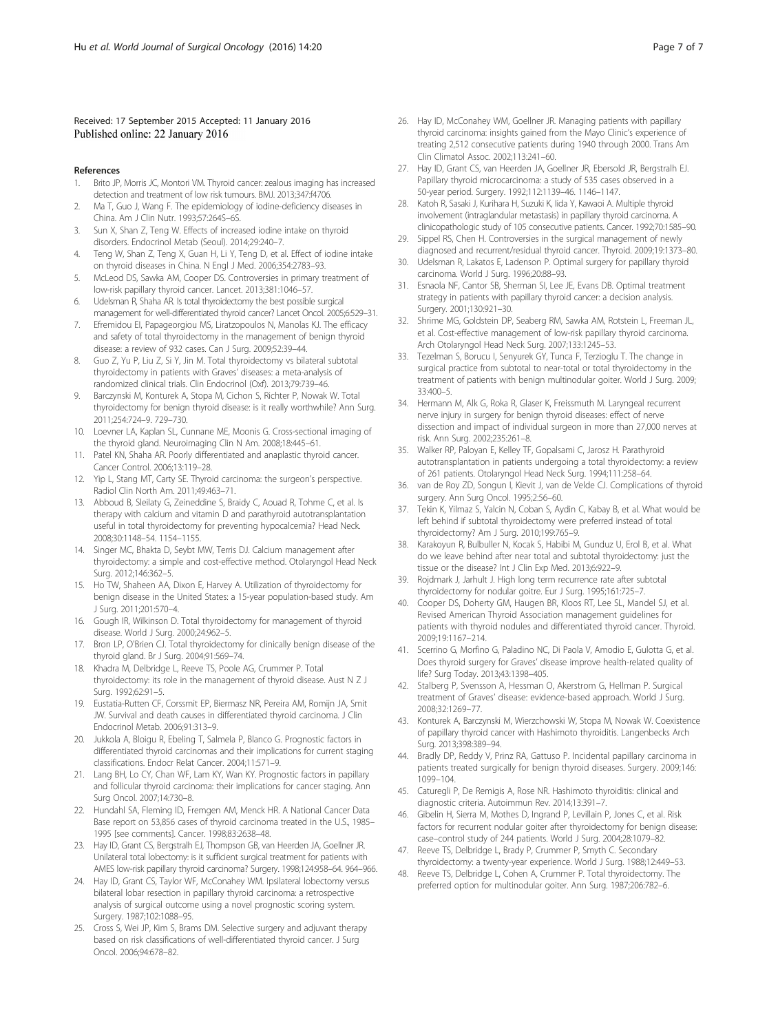Received: 17 September 2015 Accepted: 11 January 2016
Published online: 22 January 2016

## References

1. Brito JP, Morris JC, Montori VM. Thyroid cancer: zealous imaging has increased detection and treatment of low risk tumours. BMJ. 2013;347:f4706.
2. Ma T, Guo J, Wang F. The epidemiology of iodine-deficiency diseases in China. Am J Clin Nutr. 1993;57:264S–6S.
3. Sun X, Shan Z, Teng W. Effects of increased iodine intake on thyroid disorders. Endocrinol Metab (Seoul). 2014;29:240–7.
4. Teng W, Shan Z, Teng X, Guan H, Li Y, Teng D, et al. Effect of iodine intake on thyroid diseases in China. N Engl J Med. 2006;354:2783–93.
5. McLeod DS, Sawka AM, Cooper DS. Controversies in primary treatment of low-risk papillary thyroid cancer. Lancet. 2013;381:1046–57.
6. Udelsman R, Shaha AR. Is total thyroidectomy the best possible surgical management for well-differentiated thyroid cancer? Lancet Oncol. 2005;6:529–31.
7. Efremidou EI, Papageorgiou MS, Liratzopoulos N, Manolas KJ. The efficacy and safety of total thyroidectomy in the management of benign thyroid disease: a review of 932 cases. Can J Surg. 2009;52:39–44.
8. Guo Z, Yu P, Liu Z, Si Y, Jin M. Total thyroidectomy vs bilateral subtotal thyroidectomy in patients with Graves' diseases: a meta-analysis of randomized clinical trials. Clin Endocrinol (Oxf). 2013;79:739–46.
9. Barczynski M, Konturek A, Stopa M, Cichon S, Richter P, Nowak W. Total thyroidectomy for benign thyroid disease: is it really worthwhile? Ann Surg. 2011;254:724–9. 729–730.
10. Loevner LA, Kaplan SL, Cunnane ME, Moonis G. Cross-sectional imaging of the thyroid gland. Neuroimaging Clin N Am. 2008;18:445–61.
11. Patel KN, Shaha AR. Poorly differentiated and anaplastic thyroid cancer. Cancer Control. 2006;13:119–28.
12. Yip L, Stang MT, Carty SE. Thyroid carcinoma: the surgeon's perspective. Radiol Clin North Am. 2011;49:463–71.
13. Abboud B, Sleilaty G, Zeineddine S, Braidy C, Aouad R, Tohme C, et al. Is therapy with calcium and vitamin D and parathyroid autotransplantation useful in total thyroidectomy for preventing hypocalcemia? Head Neck. 2008;30:1148–54. 1154–1155.
14. Singer MC, Bhakta D, Seybt MW, Terris DJ. Calcium management after thyroidectomy: a simple and cost-effective method. Otolaryngol Head Neck Surg. 2012;146:362–5.
15. Ho TW, Shaheen AA, Dixon E, Harvey A. Utilization of thyroidectomy for benign disease in the United States: a 15-year population-based study. Am J Surg. 2011;201:570–4.
16. Gough IR, Wilkinson D. Total thyroidectomy for management of thyroid disease. World J Surg. 2000;24:962–5.
17. Bron LP, O'Brien CJ. Total thyroidectomy for clinically benign disease of the thyroid gland. Br J Surg. 2004;91:569–74.
18. Khadra M, Delbridge L, Reeve TS, Poole AG, Crummer P. Total thyroidectomy: its role in the management of thyroid disease. Aust N Z J Surg. 1992;62:91–5.
19. Eustatia-Rutten CF, Corssmit EP, Biermasz NR, Pereira AM, Romijn JA, Smit JW. Survival and death causes in differentiated thyroid carcinoma. J Clin Endocrinol Metab. 2006;91:313–9.
20. Jukkola A, Bloigu R, Ebeling T, Salmela P, Blanco G. Prognostic factors in differentiated thyroid carcinomas and their implications for current staging classifications. Endocr Relat Cancer. 2004;11:571–9.
21. Lang BH, Lo CY, Chan WF, Lam KY, Wan KY. Prognostic factors in papillary and follicular thyroid carcinoma: their implications for cancer staging. Ann Surg Oncol. 2007;14:730–8.
22. Hundahl SA, Fleming ID, Fremgen AM, Menck HR. A National Cancer Data Base report on 53,856 cases of thyroid carcinoma treated in the U.S., 1985–1995 [see comments]. Cancer. 1998;83:2638–48.
23. Hay ID, Grant CS, Bergstralh EJ, Thompson GB, van Heerden JA, Goellner JR. Unilateral total lobectomy: is it sufficient surgical treatment for patients with AMES low-risk papillary thyroid carcinoma? Surgery. 1998;124:958–64. 964–966.
24. Hay ID, Grant CS, Taylor WF, McConahey WM. Ipsilateral lobectomy versus bilateral lobar resection in papillary thyroid carcinoma: a retrospective analysis of surgical outcome using a novel prognostic scoring system. Surgery. 1987;102:1088–95.
25. Cross S, Wei JP, Kim S, Brams DM. Selective surgery and adjuvant therapy based on risk classifications of well-differentiated thyroid cancer. J Surg Oncol. 2006;94:678–82.
26. Hay ID, McConahey WM, Goellner JR. Managing patients with papillary thyroid carcinoma: insights gained from the Mayo Clinic's experience of treating 2,512 consecutive patients during 1940 through 2000. Trans Am Clin Climatol Assoc. 2002;113:241–60.
27. Hay ID, Grant CS, van Heerden JA, Goellner JR, Ebersold JR, Bergstralh EJ. Papillary thyroid microcarcinoma: a study of 535 cases observed in a 50-year period. Surgery. 1992;112:1139–46. 1146–1147.
28. Katoh R, Sasaki J, Kurihara H, Suzuki K, Iida Y, Kawaoi A. Multiple thyroid involvement (intraglandular metastasis) in papillary thyroid carcinoma. A clinicopathologic study of 105 consecutive patients. Cancer. 1992;70:1585–90.
29. Sippel RS, Chen H. Controversies in the surgical management of newly diagnosed and recurrent/residual thyroid cancer. Thyroid. 2009;19:1373–80.
30. Udelsman R, Lakatos E, Ladenson P. Optimal surgery for papillary thyroid carcinoma. World J Surg. 1996;20:88–93.
31. Esnaola NF, Cantor SB, Sherman SI, Lee JE, Evans DB. Optimal treatment strategy in patients with papillary thyroid cancer: a decision analysis. Surgery. 2001;130:921–30.
32. Shrime MG, Goldstein DP, Seaberg RM, Sawka AM, Rotstein L, Freeman JL, et al. Cost-effective management of low-risk papillary thyroid carcinoma. Arch Otolaryngol Head Neck Surg. 2007;133:1245–53.
33. Tezelman S, Borucu I, Senyurek GY, Tunca F, Terzioglu T. The change in surgical practice from subtotal to near-total or total thyroidectomy in the treatment of patients with benign multinodular goiter. World J Surg. 2009; 33:400–5.
34. Hermann M, Alk G, Roka R, Glaser K, Freissmuth M. Laryngeal recurrent nerve injury in surgery for benign thyroid diseases: effect of nerve dissection and impact of individual surgeon in more than 27,000 nerves at risk. Ann Surg. 2002;235:261–8.
35. Walker RP, Paloyan E, Kelley TF, Gopalsami C, Jarosz H. Parathyroid autotransplantation in patients undergoing a total thyroidectomy: a review of 261 patients. Otolaryngol Head Neck Surg. 1994;111:258–64.
36. van de Roy ZD, Songun I, Kievit J, van de Velde CJ. Complications of thyroid surgery. Ann Surg Oncol. 1995;2:56–60.
37. Tekin K, Yilmaz S, Yalcin N, Coban S, Aydin C, Kabay B, et al. What would be left behind if subtotal thyroidectomy were preferred instead of total thyroidectomy? Am J Surg. 2010;199:765–9.
38. Karakoyun R, Bulbuller N, Kocak S, Habibi M, Gunduz U, Erol B, et al. What do we leave behind after near total and subtotal thyroidectomy: just the tissue or the disease? Int J Clin Exp Med. 2013;6:922–9.
39. Rojdmark J, Jarhult J. High long term recurrence rate after subtotal thyroidectomy for nodular goitre. Eur J Surg. 1995;161:725–7.
40. Cooper DS, Doherty GM, Haugen BR, Kloos RT, Lee SL, Mandel SJ, et al. Revised American Thyroid Association management guidelines for patients with thyroid nodules and differentiated thyroid cancer. Thyroid. 2009;19:1167–214.
41. Scerrino G, Morfino G, Paladino NC, Di Paola V, Amodio E, Gulotta G, et al. Does thyroid surgery for Graves' disease improve health-related quality of life? Surg Today. 2013;43:1398–405.
42. Stalberg P, Svensson A, Hessman O, Akerstrom G, Hellman P. Surgical treatment of Graves' disease: evidence-based approach. World J Surg. 2008;32:1269–77.
43. Konturek A, Barczynski M, Wierzchowski W, Stopa M, Nowak W. Coexistence of papillary thyroid cancer with Hashimoto thyroiditis. Langenbecks Arch Surg. 2013;398:389–94.
44. Bradly DP, Reddy V, Prinz RA, Gattuso P. Incidental papillary carcinoma in patients treated surgically for benign thyroid diseases. Surgery. 2009;146: 1099–104.
45. Caturegli P, De Remigis A, Rose NR. Hashimoto thyroiditis: clinical and diagnostic criteria. Autoimmun Rev. 2014;13:391–7.
46. Gibelin H, Sierra M, Mothes D, Ingrand P, Levillain P, Jones C, et al. Risk factors for recurrent nodular goiter after thyroidectomy for benign disease: case–control study of 244 patients. World J Surg. 2004;28:1079–82.
47. Reeve TS, Delbridge L, Brady P, Crummer P, Smyth C. Secondary thyroidectomy: a twenty-year experience. World J Surg. 1988;12:449–53.
48. Reeve TS, Delbridge L, Cohen A, Crummer P. Total thyroidectomy. The preferred option for multinodular goiter. Ann Surg. 1987;206:782–6.